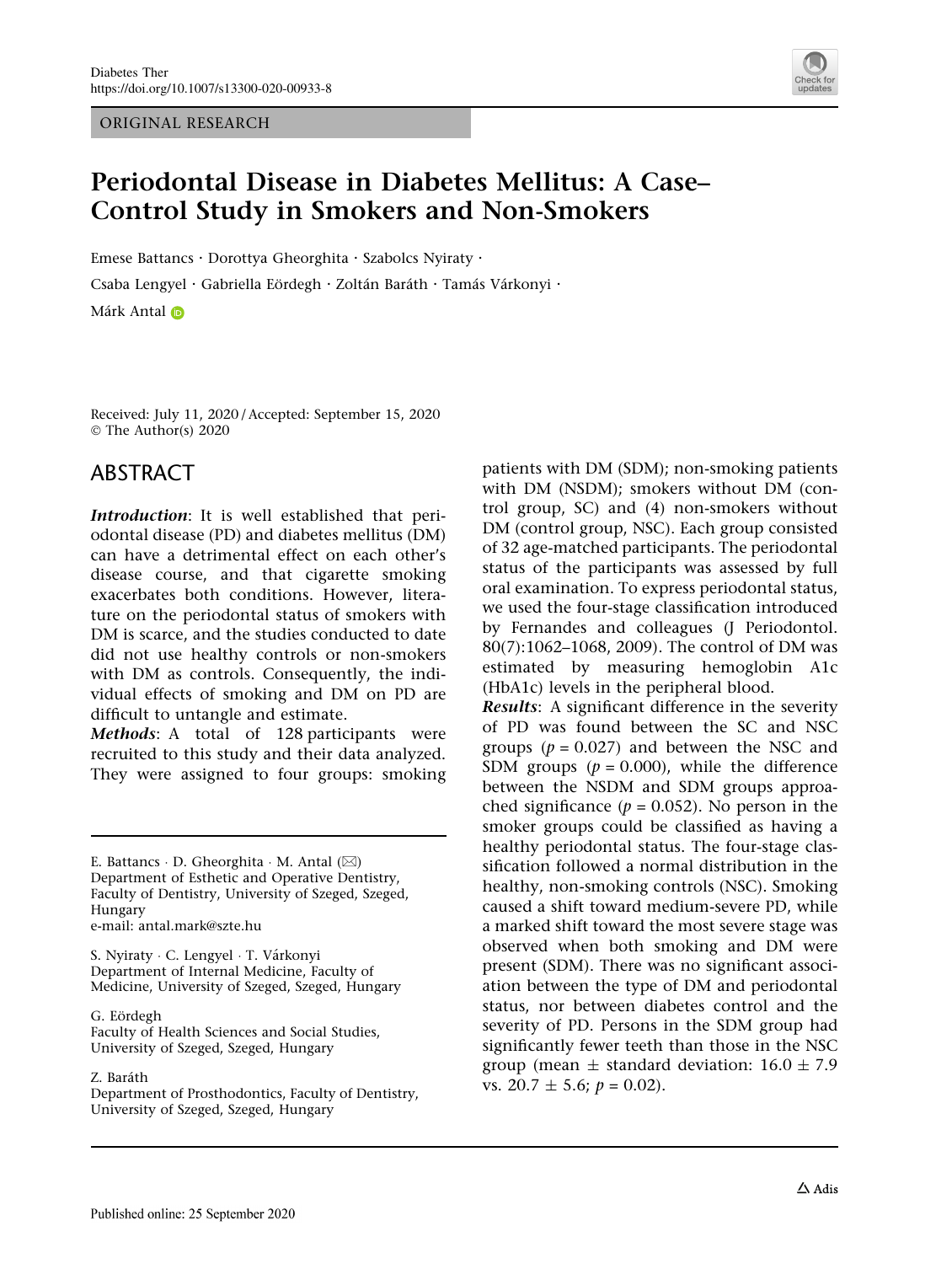ORIGINAL RESEARCH

# Periodontal Disease in Diabetes Mellitus: A Case–Control Study in Smokers and Non-Smokers

Emese Battancs · Dorottya Gheorghita · Szabolcs Nyiraty · Csaba Lengyel · Gabriella Eördegh · Zoltán Baráth · Tamás Várkonyi · Márk Antal

Received: July 11, 2020 / Accepted: September 15, 2020
© The Author(s) 2020

## ABSTRACT

***Introduction***: It is well established that periodontal disease (PD) and diabetes mellitus (DM) can have a detrimental effect on each other's disease course, and that cigarette smoking exacerbates both conditions. However, literature on the periodontal status of smokers with DM is scarce, and the studies conducted to date did not use healthy controls or non-smokers with DM as controls. Consequently, the individual effects of smoking and DM on PD are difficult to untangle and estimate.

***Methods***: A total of 128 participants were recruited to this study and their data analyzed. They were assigned to four groups: smoking patients with DM (SDM); non-smoking patients with DM (NSDM); smokers without DM (control group, SC) and (4) non-smokers without DM (control group, NSC). Each group consisted of 32 age-matched participants. The periodontal status of the participants was assessed by full oral examination. To express periodontal status, we used the four-stage classification introduced by Fernandes and colleagues (J Periodontol. 80(7):1062–1068, 2009). The control of DM was estimated by measuring hemoglobin A1c (HbA1c) levels in the peripheral blood.

***Results***: A significant difference in the severity of PD was found between the SC and NSC groups ($p = 0.027$) and between the NSC and SDM groups ($p = 0.000$), while the difference between the NSDM and SDM groups approached significance ($p = 0.052$). No person in the smoker groups could be classified as having a healthy periodontal status. The four-stage classification followed a normal distribution in the healthy, non-smoking controls (NSC). Smoking caused a shift toward medium-severe PD, while a marked shift toward the most severe stage was observed when both smoking and DM were present (SDM). There was no significant association between the type of DM and periodontal status, nor between diabetes control and the severity of PD. Persons in the SDM group had significantly fewer teeth than those in the NSC group (mean ± standard deviation: $16.0 \pm 7.9$ vs. $20.7 \pm 5.6$; $p = 0.02$).

---

E. Battancs · D. Gheorghita · M. Antal (✉)
Department of Esthetic and Operative Dentistry, Faculty of Dentistry, University of Szeged, Szeged, Hungary
e-mail: antal.mark@szte.hu

S. Nyiraty · C. Lengyel · T. Várkonyi
Department of Internal Medicine, Faculty of Medicine, University of Szeged, Szeged, Hungary

G. Eördegh
Faculty of Health Sciences and Social Studies, University of Szeged, Szeged, Hungary

Z. Baráth
Department of Prosthodontics, Faculty of Dentistry, University of Szeged, Szeged, Hungary

Published online: 25 September 2020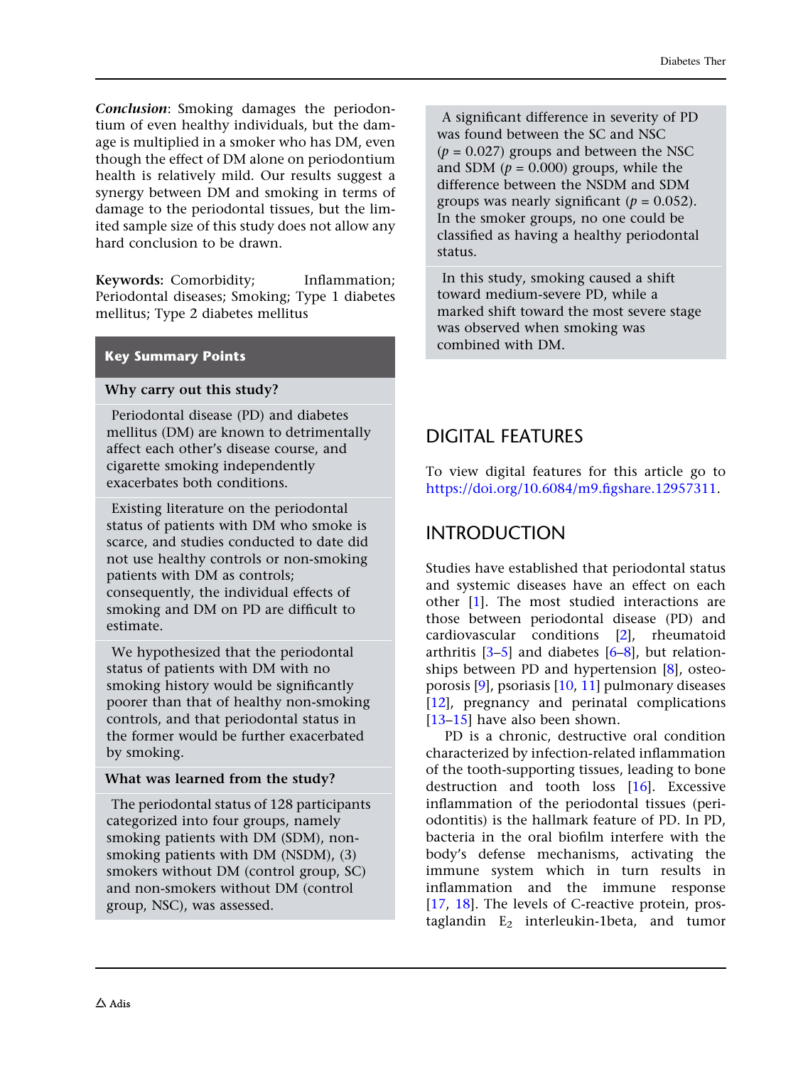***Conclusion***: Smoking damages the periodontium of even healthy individuals, but the damage is multiplied in a smoker who has DM, even though the effect of DM alone on periodontium health is relatively mild. Our results suggest a synergy between DM and smoking in terms of damage to the periodontal tissues, but the limited sample size of this study does not allow any hard conclusion to be drawn.

**Keywords:** Comorbidity; Inflammation; Periodontal diseases; Smoking; Type 1 diabetes mellitus; Type 2 diabetes mellitus

## Key Summary Points

**Why carry out this study?**

Periodontal disease (PD) and diabetes mellitus (DM) are known to detrimentally affect each other's disease course, and cigarette smoking independently exacerbates both conditions.

Existing literature on the periodontal status of patients with DM who smoke is scarce, and studies conducted to date did not use healthy controls or non-smoking patients with DM as controls; consequently, the individual effects of smoking and DM on PD are difficult to estimate.

We hypothesized that the periodontal status of patients with DM with no smoking history would be significantly poorer than that of healthy non-smoking controls, and that periodontal status in the former would be further exacerbated by smoking.

**What was learned from the study?**

The periodontal status of 128 participants categorized into four groups, namely smoking patients with DM (SDM), non-smoking patients with DM (NSDM), (3) smokers without DM (control group, SC) and non-smokers without DM (control group, NSC), was assessed.

A significant difference in severity of PD was found between the SC and NSC ($p$ = 0.027) groups and between the NSC and SDM ($p$ = 0.000) groups, while the difference between the NSDM and SDM groups was nearly significant ($p$ = 0.052). In the smoker groups, no one could be classified as having a healthy periodontal status.

In this study, smoking caused a shift toward medium-severe PD, while a marked shift toward the most severe stage was observed when smoking was combined with DM.

## DIGITAL FEATURES

To view digital features for this article go to https://doi.org/10.6084/m9.figshare.12957311.

## INTRODUCTION

Studies have established that periodontal status and systemic diseases have an effect on each other [1]. The most studied interactions are those between periodontal disease (PD) and cardiovascular conditions [2], rheumatoid arthritis [3–5] and diabetes [6–8], but relationships between PD and hypertension [8], osteoporosis [9], psoriasis [10, 11] pulmonary diseases [12], pregnancy and perinatal complications [13–15] have also been shown.

PD is a chronic, destructive oral condition characterized by infection-related inflammation of the tooth-supporting tissues, leading to bone destruction and tooth loss [16]. Excessive inflammation of the periodontal tissues (periodontitis) is the hallmark feature of PD. In PD, bacteria in the oral biofilm interfere with the body's defense mechanisms, activating the immune system which in turn results in inflammation and the immune response [17, 18]. The levels of C-reactive protein, prostaglandin $E_2$ interleukin-1beta, and tumor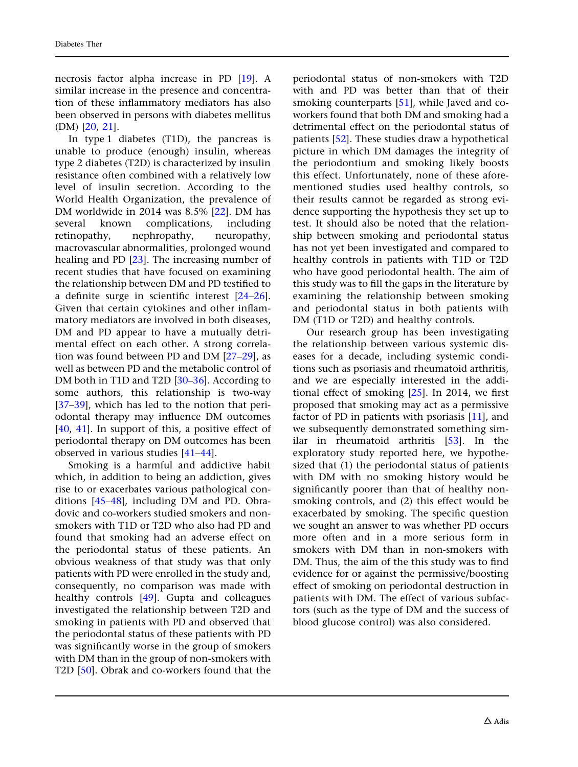necrosis factor alpha increase in PD [19]. A similar increase in the presence and concentration of these inflammatory mediators has also been observed in persons with diabetes mellitus (DM) [20, 21].

In type 1 diabetes (T1D), the pancreas is unable to produce (enough) insulin, whereas type 2 diabetes (T2D) is characterized by insulin resistance often combined with a relatively low level of insulin secretion. According to the World Health Organization, the prevalence of DM worldwide in 2014 was 8.5% [22]. DM has several known complications, including retinopathy, nephropathy, neuropathy, macrovascular abnormalities, prolonged wound healing and PD [23]. The increasing number of recent studies that have focused on examining the relationship between DM and PD testified to a definite surge in scientific interest [24–26]. Given that certain cytokines and other inflammatory mediators are involved in both diseases, DM and PD appear to have a mutually detrimental effect on each other. A strong correlation was found between PD and DM [27–29], as well as between PD and the metabolic control of DM both in T1D and T2D [30–36]. According to some authors, this relationship is two-way [37–39], which has led to the notion that periodontal therapy may influence DM outcomes [40, 41]. In support of this, a positive effect of periodontal therapy on DM outcomes has been observed in various studies [41–44].

Smoking is a harmful and addictive habit which, in addition to being an addiction, gives rise to or exacerbates various pathological conditions [45–48], including DM and PD. Obradovic and co-workers studied smokers and non-smokers with T1D or T2D who also had PD and found that smoking had an adverse effect on the periodontal status of these patients. An obvious weakness of that study was that only patients with PD were enrolled in the study and, consequently, no comparison was made with healthy controls [49]. Gupta and colleagues investigated the relationship between T2D and smoking in patients with PD and observed that the periodontal status of these patients with PD was significantly worse in the group of smokers with DM than in the group of non-smokers with T2D [50]. Obrak and co-workers found that the periodontal status of non-smokers with T2D with and PD was better than that of their smoking counterparts [51], while Javed and co-workers found that both DM and smoking had a detrimental effect on the periodontal status of patients [52]. These studies draw a hypothetical picture in which DM damages the integrity of the periodontium and smoking likely boosts this effect. Unfortunately, none of these aforementioned studies used healthy controls, so their results cannot be regarded as strong evidence supporting the hypothesis they set up to test. It should also be noted that the relationship between smoking and periodontal status has not yet been investigated and compared to healthy controls in patients with T1D or T2D who have good periodontal health. The aim of this study was to fill the gaps in the literature by examining the relationship between smoking and periodontal status in both patients with DM (T1D or T2D) and healthy controls.

Our research group has been investigating the relationship between various systemic diseases for a decade, including systemic conditions such as psoriasis and rheumatoid arthritis, and we are especially interested in the additional effect of smoking [25]. In 2014, we first proposed that smoking may act as a permissive factor of PD in patients with psoriasis [11], and we subsequently demonstrated something similar in rheumatoid arthritis [53]. In the exploratory study reported here, we hypothesized that (1) the periodontal status of patients with DM with no smoking history would be significantly poorer than that of healthy non-smoking controls, and (2) this effect would be exacerbated by smoking. The specific question we sought an answer to was whether PD occurs more often and in a more serious form in smokers with DM than in non-smokers with DM. Thus, the aim of the this study was to find evidence for or against the permissive/boosting effect of smoking on periodontal destruction in patients with DM. The effect of various subfactors (such as the type of DM and the success of blood glucose control) was also considered.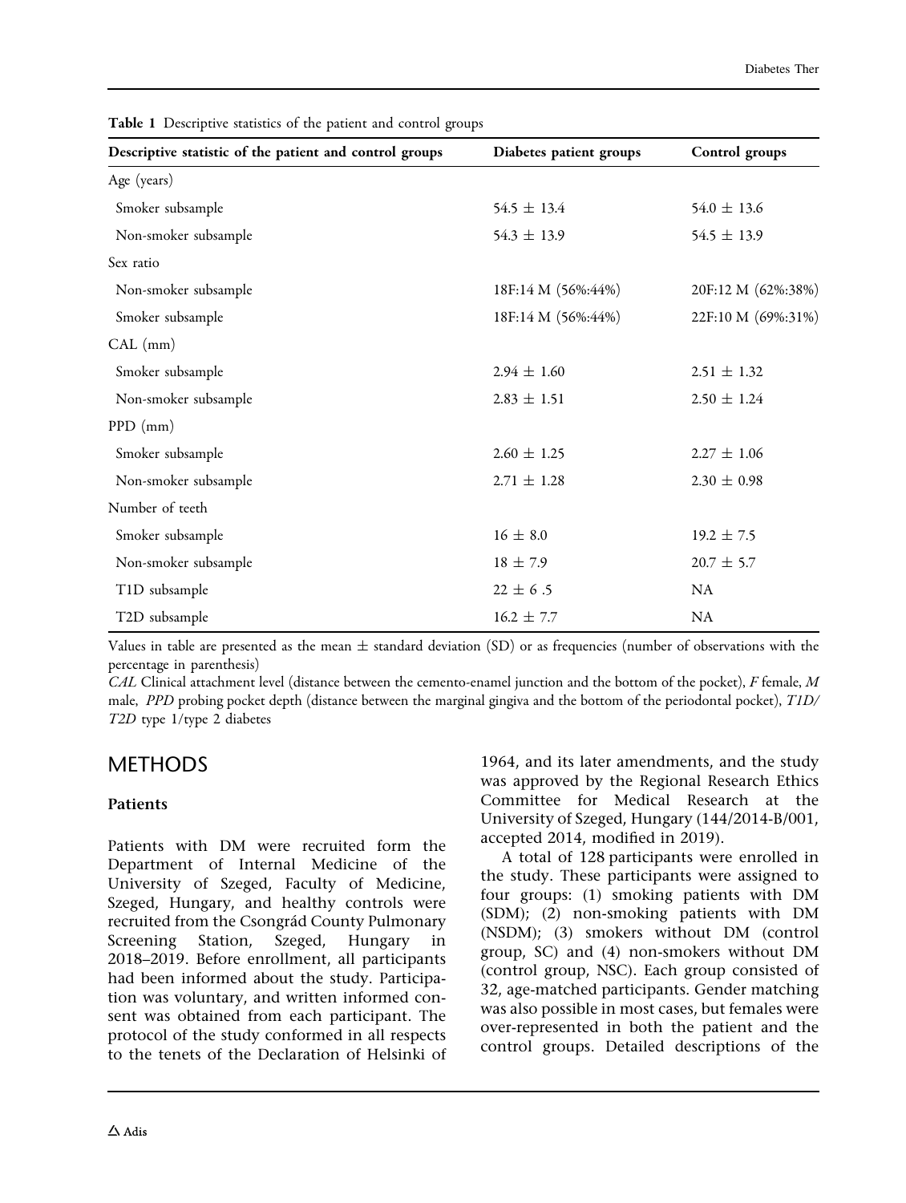**Table 1** Descriptive statistics of the patient and control groups

| Descriptive statistic of the patient and control groups | Diabetes patient groups | Control groups |
|---|---|---|
| Age (years) | | |
| Smoker subsample | 54.5 ± 13.4 | 54.0 ± 13.6 |
| Non-smoker subsample | 54.3 ± 13.9 | 54.5 ± 13.9 |
| Sex ratio | | |
| Non-smoker subsample | 18F:14 M (56%:44%) | 20F:12 M (62%:38%) |
| Smoker subsample | 18F:14 M (56%:44%) | 22F:10 M (69%:31%) |
| CAL (mm) | | |
| Smoker subsample | 2.94 ± 1.60 | 2.51 ± 1.32 |
| Non-smoker subsample | 2.83 ± 1.51 | 2.50 ± 1.24 |
| PPD (mm) | | |
| Smoker subsample | 2.60 ± 1.25 | 2.27 ± 1.06 |
| Non-smoker subsample | 2.71 ± 1.28 | 2.30 ± 0.98 |
| Number of teeth | | |
| Smoker subsample | 16 ± 8.0 | 19.2 ± 7.5 |
| Non-smoker subsample | 18 ± 7.9 | 20.7 ± 5.7 |
| T1D subsample | 22 ± 6 .5 | NA |
| T2D subsample | 16.2 ± 7.7 | NA |

Values in table are presented as the mean ± standard deviation (SD) or as frequencies (number of observations with the percentage in parenthesis)

*CAL* Clinical attachment level (distance between the cemento-enamel junction and the bottom of the pocket), *F* female, *M* male, *PPD* probing pocket depth (distance between the marginal gingiva and the bottom of the periodontal pocket), *T1D/T2D* type 1/type 2 diabetes

## METHODS

### Patients

Patients with DM were recruited form the Department of Internal Medicine of the University of Szeged, Faculty of Medicine, Szeged, Hungary, and healthy controls were recruited from the Csongrád County Pulmonary Screening Station, Szeged, Hungary in 2018–2019. Before enrollment, all participants had been informed about the study. Participation was voluntary, and written informed consent was obtained from each participant. The protocol of the study conformed in all respects to the tenets of the Declaration of Helsinki of 1964, and its later amendments, and the study was approved by the Regional Research Ethics Committee for Medical Research at the University of Szeged, Hungary (144/2014-B/001, accepted 2014, modified in 2019).

A total of 128 participants were enrolled in the study. These participants were assigned to four groups: (1) smoking patients with DM (SDM); (2) non-smoking patients with DM (NSDM); (3) smokers without DM (control group, SC) and (4) non-smokers without DM (control group, NSC). Each group consisted of 32, age-matched participants. Gender matching was also possible in most cases, but females were over-represented in both the patient and the control groups. Detailed descriptions of the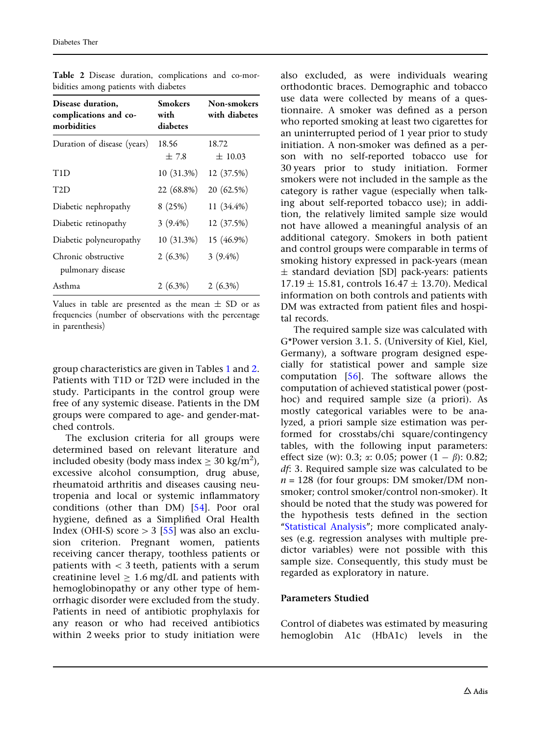**Table 2** Disease duration, complications and co-morbidities among patients with diabetes

| Disease duration, complications and co-morbidities | Smokers with diabetes | Non-smokers with diabetes |
|---|---|---|
| Duration of disease (years) | 18.56 ± 7.8 | 18.72 ± 10.03 |
| T1D | 10 (31.3%) | 12 (37.5%) |
| T2D | 22 (68.8%) | 20 (62.5%) |
| Diabetic nephropathy | 8 (25%) | 11 (34.4%) |
| Diabetic retinopathy | 3 (9.4%) | 12 (37.5%) |
| Diabetic polyneuropathy | 10 (31.3%) | 15 (46.9%) |
| Chronic obstructive pulmonary disease | 2 (6.3%) | 3 (9.4%) |
| Asthma | 2 (6.3%) | 2 (6.3%) |

Values in table are presented as the mean ± SD or as frequencies (number of observations with the percentage in parenthesis)

group characteristics are given in Tables 1 and 2. Patients with T1D or T2D were included in the study. Participants in the control group were free of any systemic disease. Patients in the DM groups were compared to age- and gender-matched controls.

The exclusion criteria for all groups were determined based on relevant literature and included obesity (body mass index ≥ 30 kg/m$^2$), excessive alcohol consumption, drug abuse, rheumatoid arthritis and diseases causing neutropenia and local or systemic inflammatory conditions (other than DM) [54]. Poor oral hygiene, defined as a Simplified Oral Health Index (OHI-S) score > 3 [55] was also an exclusion criterion. Pregnant women, patients receiving cancer therapy, toothless patients or patients with < 3 teeth, patients with a serum creatinine level ≥ 1.6 mg/dL and patients with hemoglobinopathy or any other type of hemorrhagic disorder were excluded from the study. Patients in need of antibiotic prophylaxis for any reason or who had received antibiotics within 2 weeks prior to study initiation were also excluded, as were individuals wearing orthodontic braces. Demographic and tobacco use data were collected by means of a questionnaire. A smoker was defined as a person who reported smoking at least two cigarettes for an uninterrupted period of 1 year prior to study initiation. A non-smoker was defined as a person with no self-reported tobacco use for 30 years prior to study initiation. Former smokers were not included in the sample as the category is rather vague (especially when talking about self-reported tobacco use); in addition, the relatively limited sample size would not have allowed a meaningful analysis of an additional category. Smokers in both patient and control groups were comparable in terms of smoking history expressed in pack-years (mean ± standard deviation [SD] pack-years: patients 17.19 ± 15.81, controls 16.47 ± 13.70). Medical information on both controls and patients with DM was extracted from patient files and hospital records.

The required sample size was calculated with G*Power version 3.1. 5. (University of Kiel, Kiel, Germany), a software program designed especially for statistical power and sample size computation [56]. The software allows the computation of achieved statistical power (post-hoc) and required sample size (a priori). As mostly categorical variables were to be analyzed, a priori sample size estimation was performed for crosstabs/chi square/contingency tables, with the following input parameters: effect size (w): 0.3; $\alpha$: 0.05; power ($1-\beta$): 0.82; *df*: 3. Required sample size was calculated to be $n = 128$ (for four groups: DM smoker/DM non-smoker; control smoker/control non-smoker). It should be noted that the study was powered for the hypothesis tests defined in the section "Statistical Analysis"; more complicated analyses (e.g. regression analyses with multiple predictor variables) were not possible with this sample size. Consequently, this study must be regarded as exploratory in nature.

### Parameters Studied

Control of diabetes was estimated by measuring hemoglobin A1c (HbA1c) levels in the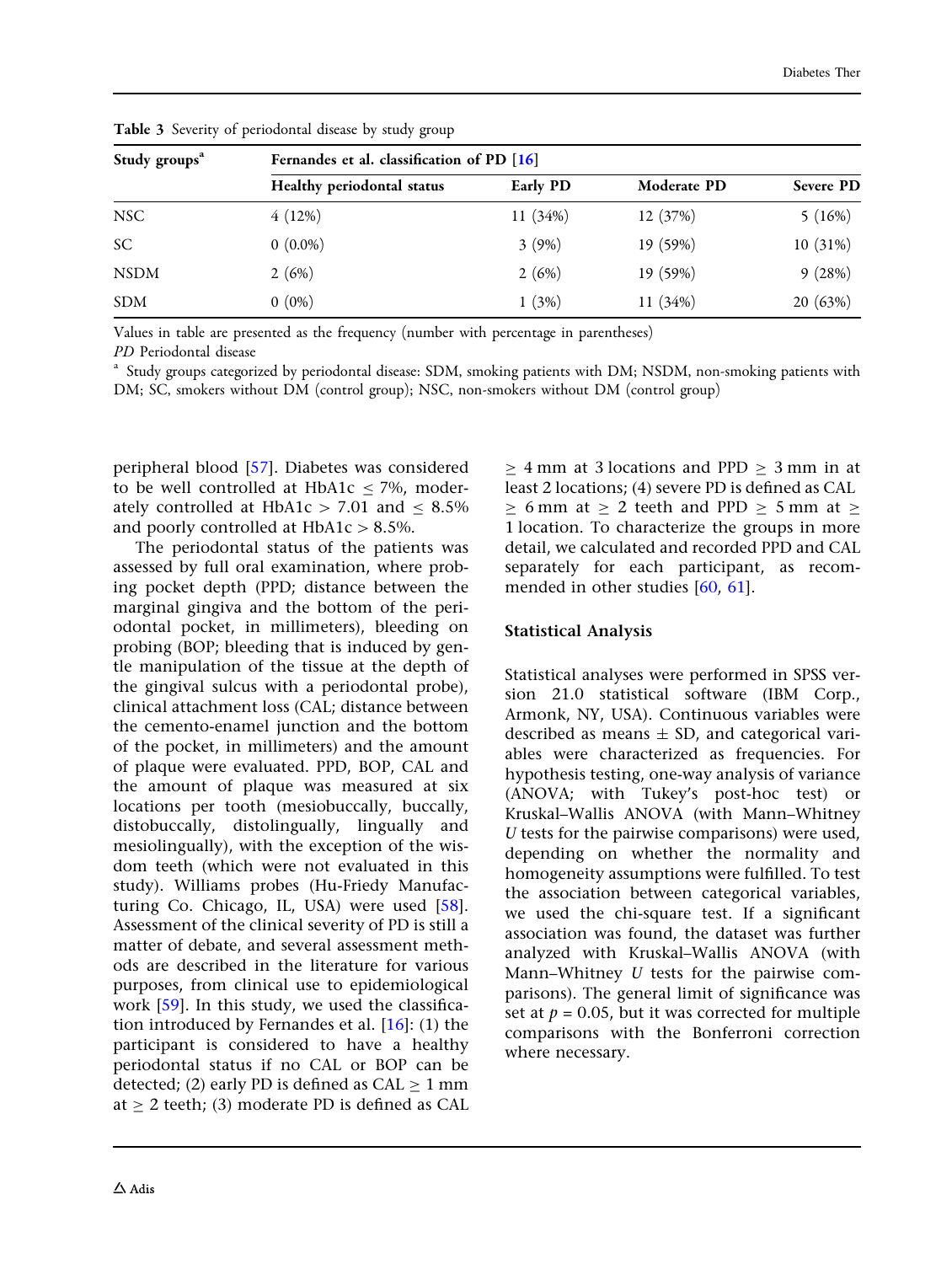**Table 3** Severity of periodontal disease by study group

| Study groups[a] | Fernandes et al. classification of PD [16] | | | |
|---|---|---|---|---|
| | Healthy periodontal status | Early PD | Moderate PD | Severe PD |
| NSC | 4 (12%) | 11 (34%) | 12 (37%) | 5 (16%) |
| SC | 0 (0.0%) | 3 (9%) | 19 (59%) | 10 (31%) |
| NSDM | 2 (6%) | 2 (6%) | 19 (59%) | 9 (28%) |
| SDM | 0 (0%) | 1 (3%) | 11 (34%) | 20 (63%) |

Values in table are presented as the frequency (number with percentage in parentheses)

*PD* Periodontal disease

[a] Study groups categorized by periodontal disease: SDM, smoking patients with DM; NSDM, non-smoking patients with DM; SC, smokers without DM (control group); NSC, non-smokers without DM (control group)

peripheral blood [57]. Diabetes was considered to be well controlled at HbA1c $\leq$ 7%, moderately controlled at HbA1c $>$ 7.01 and $\leq$ 8.5% and poorly controlled at HbA1c $>$ 8.5%.

The periodontal status of the patients was assessed by full oral examination, where probing pocket depth (PPD; distance between the marginal gingiva and the bottom of the periodontal pocket, in millimeters), bleeding on probing (BOP; bleeding that is induced by gentle manipulation of the tissue at the depth of the gingival sulcus with a periodontal probe), clinical attachment loss (CAL; distance between the cemento-enamel junction and the bottom of the pocket, in millimeters) and the amount of plaque were evaluated. PPD, BOP, CAL and the amount of plaque was measured at six locations per tooth (mesiobuccally, buccally, distobuccally, distolingually, lingually and mesiolingually), with the exception of the wisdom teeth (which were not evaluated in this study). Williams probes (Hu-Friedy Manufacturing Co. Chicago, IL, USA) were used [58]. Assessment of the clinical severity of PD is still a matter of debate, and several assessment methods are described in the literature for various purposes, from clinical use to epidemiological work [59]. In this study, we used the classification introduced by Fernandes et al. [16]: (1) the participant is considered to have a healthy periodontal status if no CAL or BOP can be detected; (2) early PD is defined as CAL $\geq$ 1 mm at $\geq$ 2 teeth; (3) moderate PD is defined as CAL $\geq$ 4 mm at 3 locations and PPD $\geq$ 3 mm in at least 2 locations; (4) severe PD is defined as CAL $\geq$ 6 mm at $\geq$ 2 teeth and PPD $\geq$ 5 mm at $\geq$ 1 location. To characterize the groups in more detail, we calculated and recorded PPD and CAL separately for each participant, as recommended in other studies [60, 61].

### Statistical Analysis

Statistical analyses were performed in SPSS version 21.0 statistical software (IBM Corp., Armonk, NY, USA). Continuous variables were described as means $\pm$ SD, and categorical variables were characterized as frequencies. For hypothesis testing, one-way analysis of variance (ANOVA; with Tukey's post-hoc test) or Kruskal–Wallis ANOVA (with Mann–Whitney *U* tests for the pairwise comparisons) were used, depending on whether the normality and homogeneity assumptions were fulfilled. To test the association between categorical variables, we used the chi-square test. If a significant association was found, the dataset was further analyzed with Kruskal–Wallis ANOVA (with Mann–Whitney *U* tests for the pairwise comparisons). The general limit of significance was set at $p$ = 0.05, but it was corrected for multiple comparisons with the Bonferroni correction where necessary.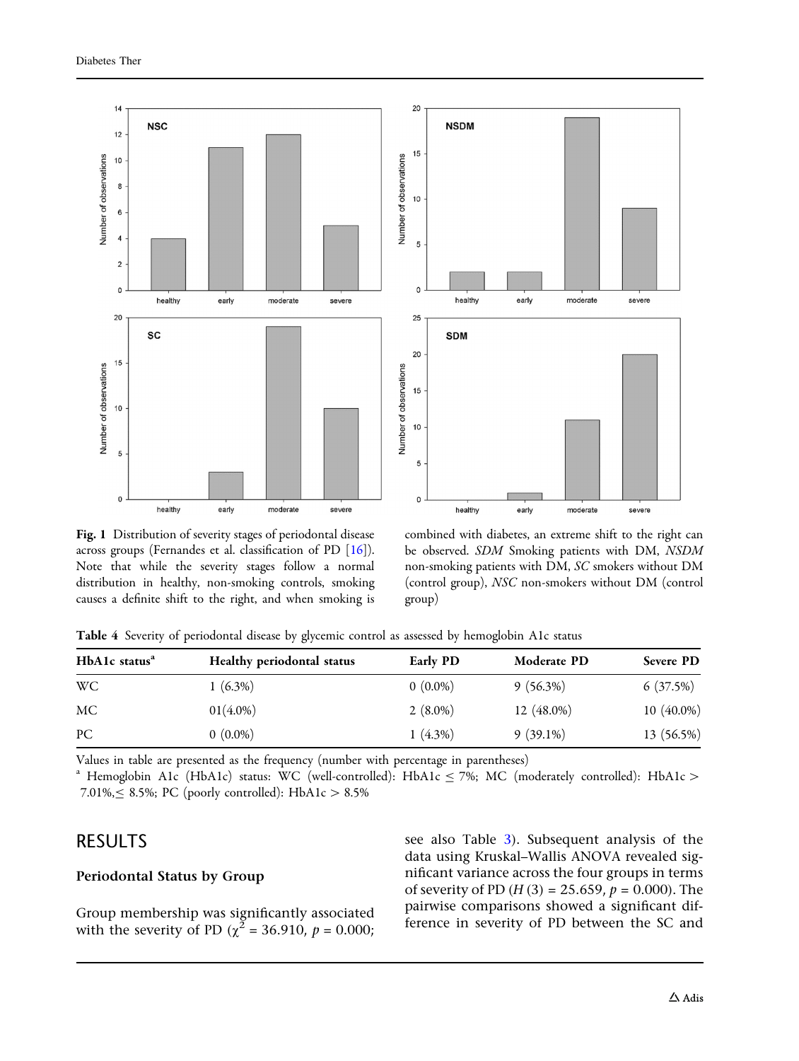**Fig. 1** Distribution of severity stages of periodontal disease across groups (Fernandes et al. classification of PD [16]). Note that while the severity stages follow a normal distribution in healthy, non-smoking controls, smoking causes a definite shift to the right, and when smoking is combined with diabetes, an extreme shift to the right can be observed. *SDM* Smoking patients with DM, *NSDM* non-smoking patients with DM, *SC* smokers without DM (control group), *NSC* non-smokers without DM (control group)

**Table 4** Severity of periodontal disease by glycemic control as assessed by hemoglobin A1c status

| HbA1c status[a] | Healthy periodontal status | Early PD | Moderate PD | Severe PD |
|---|---|---|---|---|
| WC | 1 (6.3%) | 0 (0.0%) | 9 (56.3%) | 6 (37.5%) |
| MC | 01(4.0%) | 2 (8.0%) | 12 (48.0%) | 10 (40.0%) |
| PC | 0 (0.0%) | 1 (4.3%) | 9 (39.1%) | 13 (56.5%) |

Values in table are presented as the frequency (number with percentage in parentheses)

[a] Hemoglobin A1c (HbA1c) status: WC (well-controlled): HbA1c ≤ 7%; MC (moderately controlled): HbA1c > 7.01%,≤ 8.5%; PC (poorly controlled): HbA1c > 8.5%

# RESULTS

## Periodontal Status by Group

Group membership was significantly associated with the severity of PD ($\chi^2$ = 36.910, $p$ = 0.000; see also Table 3). Subsequent analysis of the data using Kruskal–Wallis ANOVA revealed significant variance across the four groups in terms of severity of PD ($H$ (3) = 25.659, $p$ = 0.000). The pairwise comparisons showed a significant difference in severity of PD between the SC and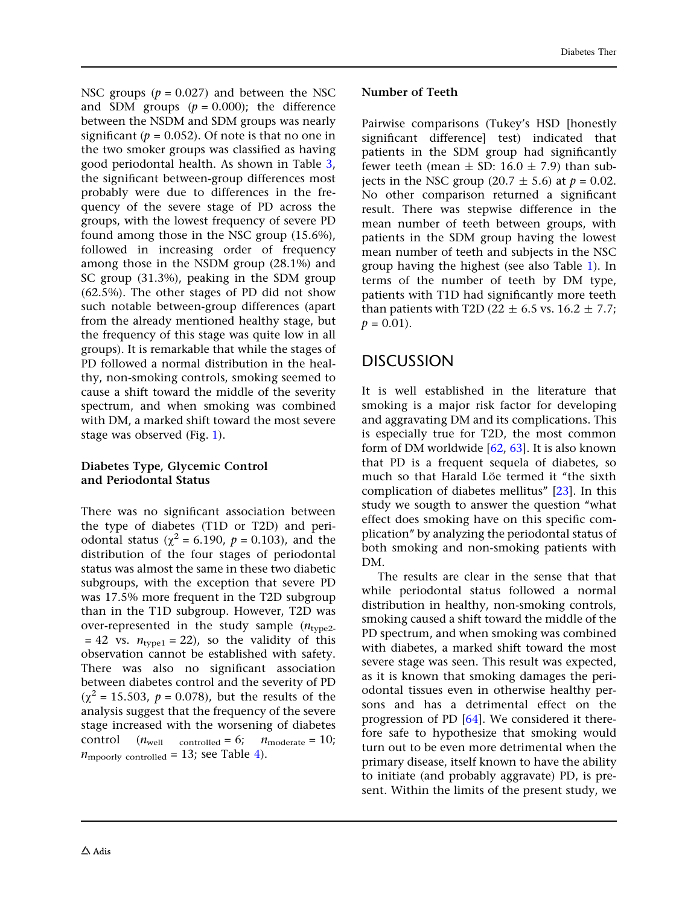NSC groups ($p = 0.027$) and between the NSC and SDM groups ($p = 0.000$); the difference between the NSDM and SDM groups was nearly significant ($p = 0.052$). Of note is that no one in the two smoker groups was classified as having good periodontal health. As shown in Table 3, the significant between-group differences most probably were due to differences in the frequency of the severe stage of PD across the groups, with the lowest frequency of severe PD found among those in the NSC group (15.6%), followed in increasing order of frequency among those in the NSDM group (28.1%) and SC group (31.3%), peaking in the SDM group (62.5%). The other stages of PD did not show such notable between-group differences (apart from the already mentioned healthy stage, but the frequency of this stage was quite low in all groups). It is remarkable that while the stages of PD followed a normal distribution in the healthy, non-smoking controls, smoking seemed to cause a shift toward the middle of the severity spectrum, and when smoking was combined with DM, a marked shift toward the most severe stage was observed (Fig. 1).

### Diabetes Type, Glycemic Control and Periodontal Status

There was no significant association between the type of diabetes (T1D or T2D) and periodontal status ($\chi^2 = 6.190$, $p = 0.103$), and the distribution of the four stages of periodontal status was almost the same in these two diabetic subgroups, with the exception that severe PD was 17.5% more frequent in the T2D subgroup than in the T1D subgroup. However, T2D was over-represented in the study sample ($n_{\text{type2}} = 42$ vs. $n_{\text{type1}} = 22$), so the validity of this observation cannot be established with safety. There was also no significant association between diabetes control and the severity of PD ($\chi^2 = 15.503$, $p = 0.078$), but the results of the analysis suggest that the frequency of the severe stage increased with the worsening of diabetes control ($n_{\text{well controlled}} = 6$; $n_{\text{moderate}} = 10$; $n_{\text{mpoorly controlled}} = 13$; see Table 4).

### Number of Teeth

Pairwise comparisons (Tukey's HSD [honestly significant difference] test) indicated that patients in the SDM group had significantly fewer teeth (mean ± SD: 16.0 ± 7.9) than subjects in the NSC group (20.7 ± 5.6) at $p = 0.02$. No other comparison returned a significant result. There was stepwise difference in the mean number of teeth between groups, with patients in the SDM group having the lowest mean number of teeth and subjects in the NSC group having the highest (see also Table 1). In terms of the number of teeth by DM type, patients with T1D had significantly more teeth than patients with T2D (22 ± 6.5 vs. 16.2 ± 7.7; $p = 0.01$).

## DISCUSSION

It is well established in the literature that smoking is a major risk factor for developing and aggravating DM and its complications. This is especially true for T2D, the most common form of DM worldwide [62, 63]. It is also known that PD is a frequent sequela of diabetes, so much so that Harald Löe termed it "the sixth complication of diabetes mellitus" [23]. In this study we sougth to answer the question "what effect does smoking have on this specific complication" by analyzing the periodontal status of both smoking and non-smoking patients with DM.

The results are clear in the sense that that while periodontal status followed a normal distribution in healthy, non-smoking controls, smoking caused a shift toward the middle of the PD spectrum, and when smoking was combined with diabetes, a marked shift toward the most severe stage was seen. This result was expected, as it is known that smoking damages the periodontal tissues even in otherwise healthy persons and has a detrimental effect on the progression of PD [64]. We considered it therefore safe to hypothesize that smoking would turn out to be even more detrimental when the primary disease, itself known to have the ability to initiate (and probably aggravate) PD, is present. Within the limits of the present study, we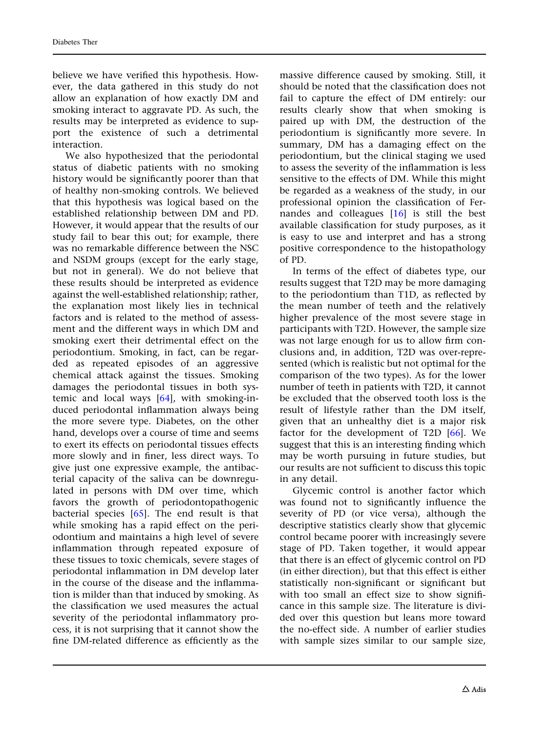believe we have verified this hypothesis. However, the data gathered in this study do not allow an explanation of how exactly DM and smoking interact to aggravate PD. As such, the results may be interpreted as evidence to support the existence of such a detrimental interaction.

We also hypothesized that the periodontal status of diabetic patients with no smoking history would be significantly poorer than that of healthy non-smoking controls. We believed that this hypothesis was logical based on the established relationship between DM and PD. However, it would appear that the results of our study fail to bear this out; for example, there was no remarkable difference between the NSC and NSDM groups (except for the early stage, but not in general). We do not believe that these results should be interpreted as evidence against the well-established relationship; rather, the explanation most likely lies in technical factors and is related to the method of assessment and the different ways in which DM and smoking exert their detrimental effect on the periodontium. Smoking, in fact, can be regarded as repeated episodes of an aggressive chemical attack against the tissues. Smoking damages the periodontal tissues in both systemic and local ways [64], with smoking-induced periodontal inflammation always being the more severe type. Diabetes, on the other hand, develops over a course of time and seems to exert its effects on periodontal tissues effects more slowly and in finer, less direct ways. To give just one expressive example, the antibacterial capacity of the saliva can be downregulated in persons with DM over time, which favors the growth of periodontopathogenic bacterial species [65]. The end result is that while smoking has a rapid effect on the periodontium and maintains a high level of severe inflammation through repeated exposure of these tissues to toxic chemicals, severe stages of periodontal inflammation in DM develop later in the course of the disease and the inflammation is milder than that induced by smoking. As the classification we used measures the actual severity of the periodontal inflammatory process, it is not surprising that it cannot show the fine DM-related difference as efficiently as the massive difference caused by smoking. Still, it should be noted that the classification does not fail to capture the effect of DM entirely: our results clearly show that when smoking is paired up with DM, the destruction of the periodontium is significantly more severe. In summary, DM has a damaging effect on the periodontium, but the clinical staging we used to assess the severity of the inflammation is less sensitive to the effects of DM. While this might be regarded as a weakness of the study, in our professional opinion the classification of Fernandes and colleagues [16] is still the best available classification for study purposes, as it is easy to use and interpret and has a strong positive correspondence to the histopathology of PD.

In terms of the effect of diabetes type, our results suggest that T2D may be more damaging to the periodontium than T1D, as reflected by the mean number of teeth and the relatively higher prevalence of the most severe stage in participants with T2D. However, the sample size was not large enough for us to allow firm conclusions and, in addition, T2D was over-represented (which is realistic but not optimal for the comparison of the two types). As for the lower number of teeth in patients with T2D, it cannot be excluded that the observed tooth loss is the result of lifestyle rather than the DM itself, given that an unhealthy diet is a major risk factor for the development of T2D [66]. We suggest that this is an interesting finding which may be worth pursuing in future studies, but our results are not sufficient to discuss this topic in any detail.

Glycemic control is another factor which was found not to significantly influence the severity of PD (or vice versa), although the descriptive statistics clearly show that glycemic control became poorer with increasingly severe stage of PD. Taken together, it would appear that there is an effect of glycemic control on PD (in either direction), but that this effect is either statistically non-significant or significant but with too small an effect size to show significance in this sample size. The literature is divided over this question but leans more toward the no-effect side. A number of earlier studies with sample sizes similar to our sample size,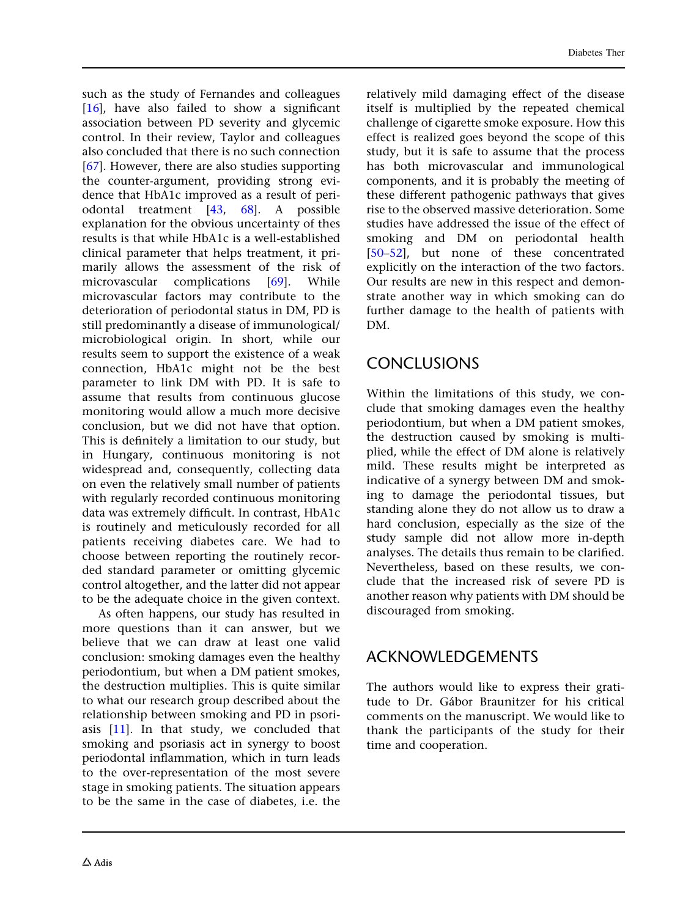such as the study of Fernandes and colleagues [16], have also failed to show a significant association between PD severity and glycemic control. In their review, Taylor and colleagues also concluded that there is no such connection [67]. However, there are also studies supporting the counter-argument, providing strong evidence that HbA1c improved as a result of periodontal treatment [43, 68]. A possible explanation for the obvious uncertainty of thes results is that while HbA1c is a well-established clinical parameter that helps treatment, it primarily allows the assessment of the risk of microvascular complications [69]. While microvascular factors may contribute to the deterioration of periodontal status in DM, PD is still predominantly a disease of immunological/microbiological origin. In short, while our results seem to support the existence of a weak connection, HbA1c might not be the best parameter to link DM with PD. It is safe to assume that results from continuous glucose monitoring would allow a much more decisive conclusion, but we did not have that option. This is definitely a limitation to our study, but in Hungary, continuous monitoring is not widespread and, consequently, collecting data on even the relatively small number of patients with regularly recorded continuous monitoring data was extremely difficult. In contrast, HbA1c is routinely and meticulously recorded for all patients receiving diabetes care. We had to choose between reporting the routinely recorded standard parameter or omitting glycemic control altogether, and the latter did not appear to be the adequate choice in the given context.

As often happens, our study has resulted in more questions than it can answer, but we believe that we can draw at least one valid conclusion: smoking damages even the healthy periodontium, but when a DM patient smokes, the destruction multiplies. This is quite similar to what our research group described about the relationship between smoking and PD in psoriasis [11]. In that study, we concluded that smoking and psoriasis act in synergy to boost periodontal inflammation, which in turn leads to the over-representation of the most severe stage in smoking patients. The situation appears to be the same in the case of diabetes, i.e. the relatively mild damaging effect of the disease itself is multiplied by the repeated chemical challenge of cigarette smoke exposure. How this effect is realized goes beyond the scope of this study, but it is safe to assume that the process has both microvascular and immunological components, and it is probably the meeting of these different pathogenic pathways that gives rise to the observed massive deterioration. Some studies have addressed the issue of the effect of smoking and DM on periodontal health [50–52], but none of these concentrated explicitly on the interaction of the two factors. Our results are new in this respect and demonstrate another way in which smoking can do further damage to the health of patients with DM.

## CONCLUSIONS

Within the limitations of this study, we conclude that smoking damages even the healthy periodontium, but when a DM patient smokes, the destruction caused by smoking is multiplied, while the effect of DM alone is relatively mild. These results might be interpreted as indicative of a synergy between DM and smoking to damage the periodontal tissues, but standing alone they do not allow us to draw a hard conclusion, especially as the size of the study sample did not allow more in-depth analyses. The details thus remain to be clarified. Nevertheless, based on these results, we conclude that the increased risk of severe PD is another reason why patients with DM should be discouraged from smoking.

## ACKNOWLEDGEMENTS

The authors would like to express their gratitude to Dr. Gábor Braunitzer for his critical comments on the manuscript. We would like to thank the participants of the study for their time and cooperation.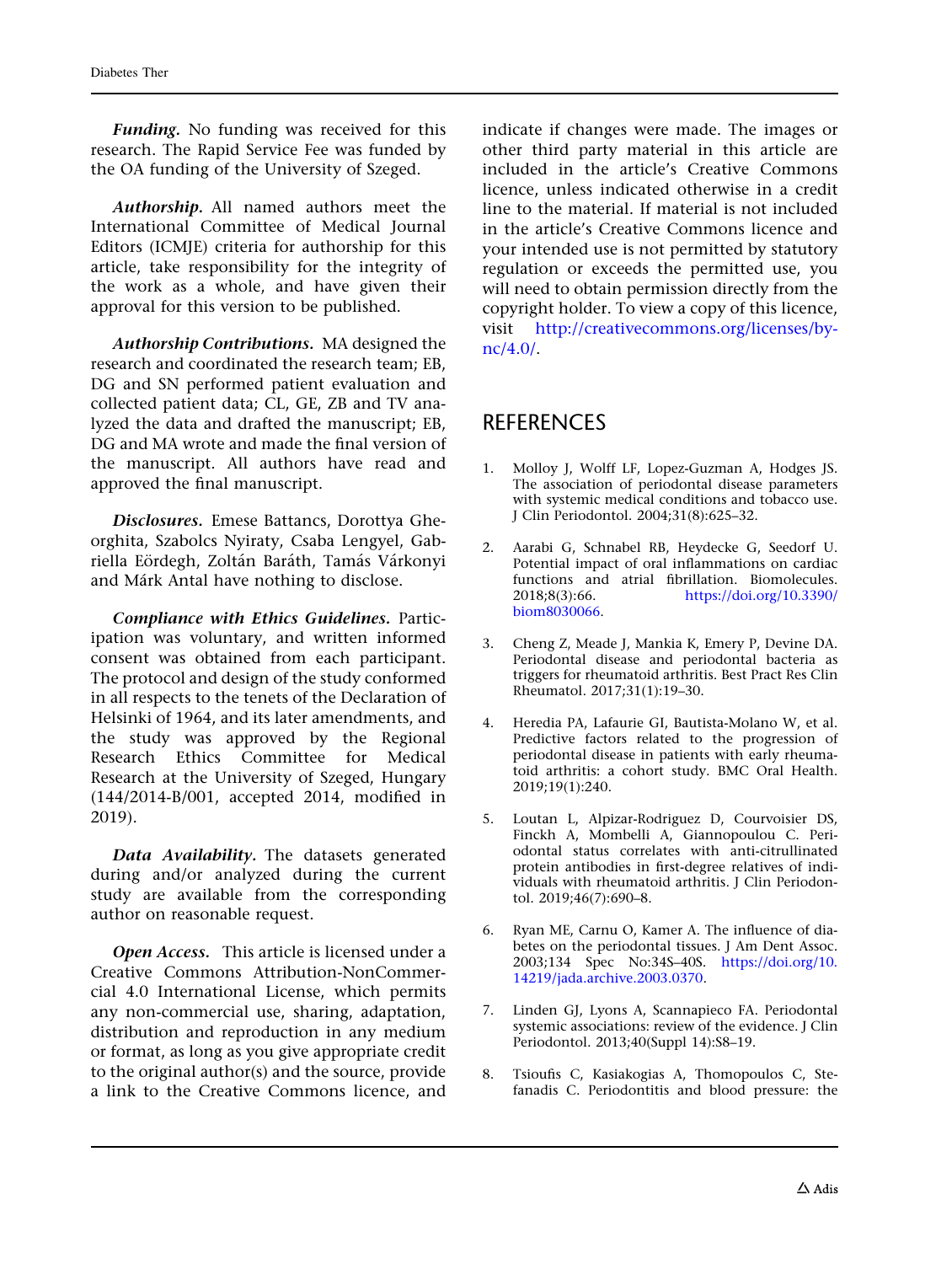***Funding.*** No funding was received for this research. The Rapid Service Fee was funded by the OA funding of the University of Szeged.

***Authorship.*** All named authors meet the International Committee of Medical Journal Editors (ICMJE) criteria for authorship for this article, take responsibility for the integrity of the work as a whole, and have given their approval for this version to be published.

***Authorship Contributions.*** MA designed the research and coordinated the research team; EB, DG and SN performed patient evaluation and collected patient data; CL, GE, ZB and TV analyzed the data and drafted the manuscript; EB, DG and MA wrote and made the final version of the manuscript. All authors have read and approved the final manuscript.

***Disclosures.*** Emese Battancs, Dorottya Gheorghita, Szabolcs Nyiraty, Csaba Lengyel, Gabriella Eördegh, Zoltán Baráth, Tamás Várkonyi and Márk Antal have nothing to disclose.

***Compliance with Ethics Guidelines.*** Participation was voluntary, and written informed consent was obtained from each participant. The protocol and design of the study conformed in all respects to the tenets of the Declaration of Helsinki of 1964, and its later amendments, and the study was approved by the Regional Research Ethics Committee for Medical Research at the University of Szeged, Hungary (144/2014-B/001, accepted 2014, modified in 2019).

***Data Availability.*** The datasets generated during and/or analyzed during the current study are available from the corresponding author on reasonable request.

***Open Access.*** This article is licensed under a Creative Commons Attribution-NonCommercial 4.0 International License, which permits any non-commercial use, sharing, adaptation, distribution and reproduction in any medium or format, as long as you give appropriate credit to the original author(s) and the source, provide a link to the Creative Commons licence, and indicate if changes were made. The images or other third party material in this article are included in the article's Creative Commons licence, unless indicated otherwise in a credit line to the material. If material is not included in the article's Creative Commons licence and your intended use is not permitted by statutory regulation or exceeds the permitted use, you will need to obtain permission directly from the copyright holder. To view a copy of this licence, visit http://creativecommons.org/licenses/by-nc/4.0/.

## REFERENCES

1. Molloy J, Wolff LF, Lopez-Guzman A, Hodges JS. The association of periodontal disease parameters with systemic medical conditions and tobacco use. J Clin Periodontol. 2004;31(8):625–32.

2. Aarabi G, Schnabel RB, Heydecke G, Seedorf U. Potential impact of oral inflammations on cardiac functions and atrial fibrillation. Biomolecules. 2018;8(3):66. https://doi.org/10.3390/biom8030066.

3. Cheng Z, Meade J, Mankia K, Emery P, Devine DA. Periodontal disease and periodontal bacteria as triggers for rheumatoid arthritis. Best Pract Res Clin Rheumatol. 2017;31(1):19–30.

4. Heredia PA, Lafaurie GI, Bautista-Molano W, et al. Predictive factors related to the progression of periodontal disease in patients with early rheumatoid arthritis: a cohort study. BMC Oral Health. 2019;19(1):240.

5. Loutan L, Alpizar-Rodriguez D, Courvoisier DS, Finckh A, Mombelli A, Giannopoulou C. Periodontal status correlates with anti-citrullinated protein antibodies in first-degree relatives of individuals with rheumatoid arthritis. J Clin Periodontol. 2019;46(7):690–8.

6. Ryan ME, Carnu O, Kamer A. The influence of diabetes on the periodontal tissues. J Am Dent Assoc. 2003;134 Spec No:34S–40S. https://doi.org/10.14219/jada.archive.2003.0370.

7. Linden GJ, Lyons A, Scannapieco FA. Periodontal systemic associations: review of the evidence. J Clin Periodontol. 2013;40(Suppl 14):S8–19.

8. Tsioufis C, Kasiakogias A, Thomopoulos C, Stefanadis C. Periodontitis and blood pressure: the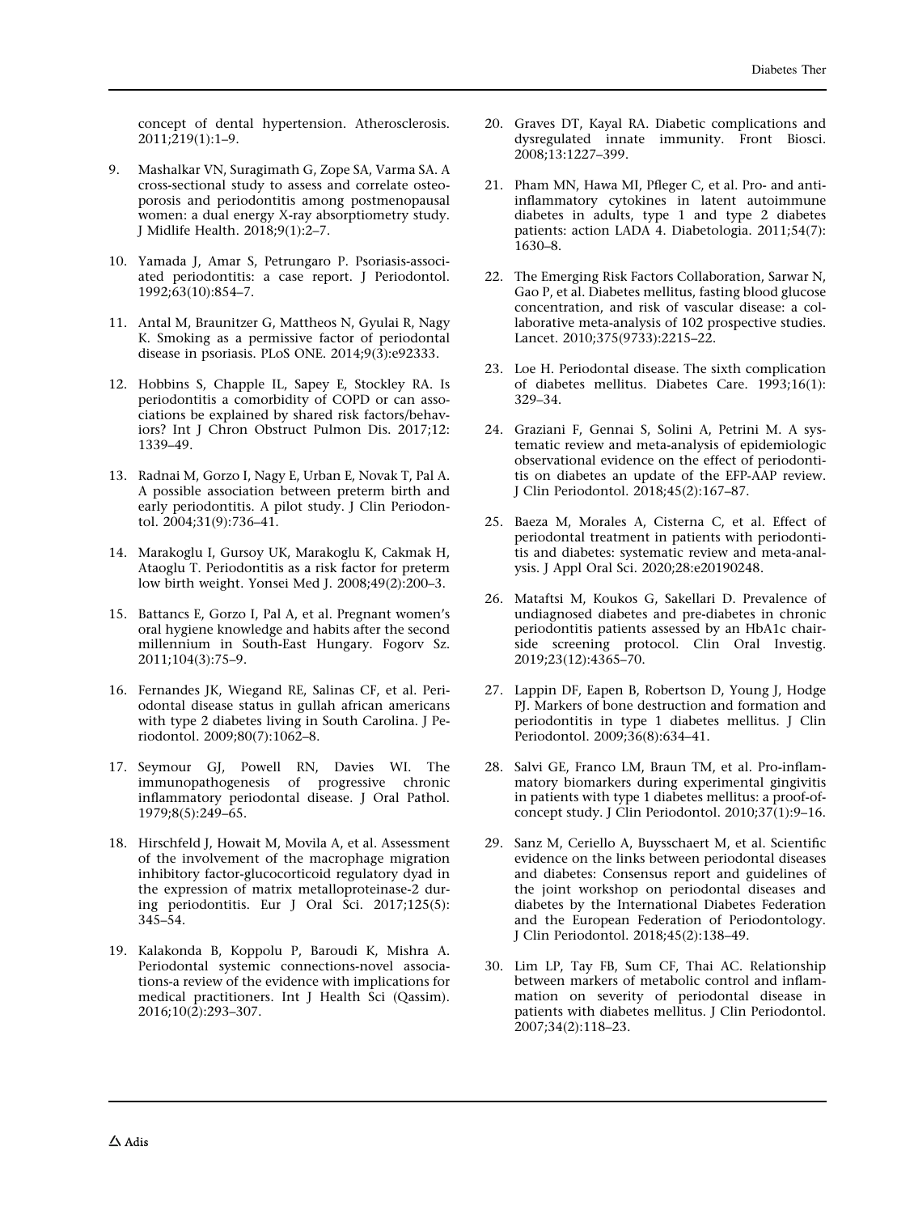concept of dental hypertension. Atherosclerosis. 2011;219(1):1–9.

9. Mashalkar VN, Suragimath G, Zope SA, Varma SA. A cross-sectional study to assess and correlate osteoporosis and periodontitis among postmenopausal women: a dual energy X-ray absorptiometry study. J Midlife Health. 2018;9(1):2–7.

10. Yamada J, Amar S, Petrungaro P. Psoriasis-associated periodontitis: a case report. J Periodontol. 1992;63(10):854–7.

11. Antal M, Braunitzer G, Mattheos N, Gyulai R, Nagy K. Smoking as a permissive factor of periodontal disease in psoriasis. PLoS ONE. 2014;9(3):e92333.

12. Hobbins S, Chapple IL, Sapey E, Stockley RA. Is periodontitis a comorbidity of COPD or can associations be explained by shared risk factors/behaviors? Int J Chron Obstruct Pulmon Dis. 2017;12:1339–49.

13. Radnai M, Gorzo I, Nagy E, Urban E, Novak T, Pal A. A possible association between preterm birth and early periodontitis. A pilot study. J Clin Periodontol. 2004;31(9):736–41.

14. Marakoglu I, Gursoy UK, Marakoglu K, Cakmak H, Ataoglu T. Periodontitis as a risk factor for preterm low birth weight. Yonsei Med J. 2008;49(2):200–3.

15. Battancs E, Gorzo I, Pal A, et al. Pregnant women's oral hygiene knowledge and habits after the second millennium in South-East Hungary. Fogorv Sz. 2011;104(3):75–9.

16. Fernandes JK, Wiegand RE, Salinas CF, et al. Periodontal disease status in gullah african americans with type 2 diabetes living in South Carolina. J Periodontol. 2009;80(7):1062–8.

17. Seymour GJ, Powell RN, Davies WI. The immunopathogenesis of progressive chronic inflammatory periodontal disease. J Oral Pathol. 1979;8(5):249–65.

18. Hirschfeld J, Howait M, Movila A, et al. Assessment of the involvement of the macrophage migration inhibitory factor-glucocorticoid regulatory dyad in the expression of matrix metalloproteinase-2 during periodontitis. Eur J Oral Sci. 2017;125(5):345–54.

19. Kalakonda B, Koppolu P, Baroudi K, Mishra A. Periodontal systemic connections-novel associations-a review of the evidence with implications for medical practitioners. Int J Health Sci (Qassim). 2016;10(2):293–307.

20. Graves DT, Kayal RA. Diabetic complications and dysregulated innate immunity. Front Biosci. 2008;13:1227–399.

21. Pham MN, Hawa MI, Pfleger C, et al. Pro- and anti-inflammatory cytokines in latent autoimmune diabetes in adults, type 1 and type 2 diabetes patients: action LADA 4. Diabetologia. 2011;54(7):1630–8.

22. The Emerging Risk Factors Collaboration, Sarwar N, Gao P, et al. Diabetes mellitus, fasting blood glucose concentration, and risk of vascular disease: a collaborative meta-analysis of 102 prospective studies. Lancet. 2010;375(9733):2215–22.

23. Loe H. Periodontal disease. The sixth complication of diabetes mellitus. Diabetes Care. 1993;16(1):329–34.

24. Graziani F, Gennai S, Solini A, Petrini M. A systematic review and meta-analysis of epidemiologic observational evidence on the effect of periodontitis on diabetes an update of the EFP-AAP review. J Clin Periodontol. 2018;45(2):167–87.

25. Baeza M, Morales A, Cisterna C, et al. Effect of periodontal treatment in patients with periodontitis and diabetes: systematic review and meta-analysis. J Appl Oral Sci. 2020;28:e20190248.

26. Mataftsi M, Koukos G, Sakellari D. Prevalence of undiagnosed diabetes and pre-diabetes in chronic periodontitis patients assessed by an HbA1c chairside screening protocol. Clin Oral Investig. 2019;23(12):4365–70.

27. Lappin DF, Eapen B, Robertson D, Young J, Hodge PJ. Markers of bone destruction and formation and periodontitis in type 1 diabetes mellitus. J Clin Periodontol. 2009;36(8):634–41.

28. Salvi GE, Franco LM, Braun TM, et al. Pro-inflammatory biomarkers during experimental gingivitis in patients with type 1 diabetes mellitus: a proof-of-concept study. J Clin Periodontol. 2010;37(1):9–16.

29. Sanz M, Ceriello A, Buysschaert M, et al. Scientific evidence on the links between periodontal diseases and diabetes: Consensus report and guidelines of the joint workshop on periodontal diseases and diabetes by the International Diabetes Federation and the European Federation of Periodontology. J Clin Periodontol. 2018;45(2):138–49.

30. Lim LP, Tay FB, Sum CF, Thai AC. Relationship between markers of metabolic control and inflammation on severity of periodontal disease in patients with diabetes mellitus. J Clin Periodontol. 2007;34(2):118–23.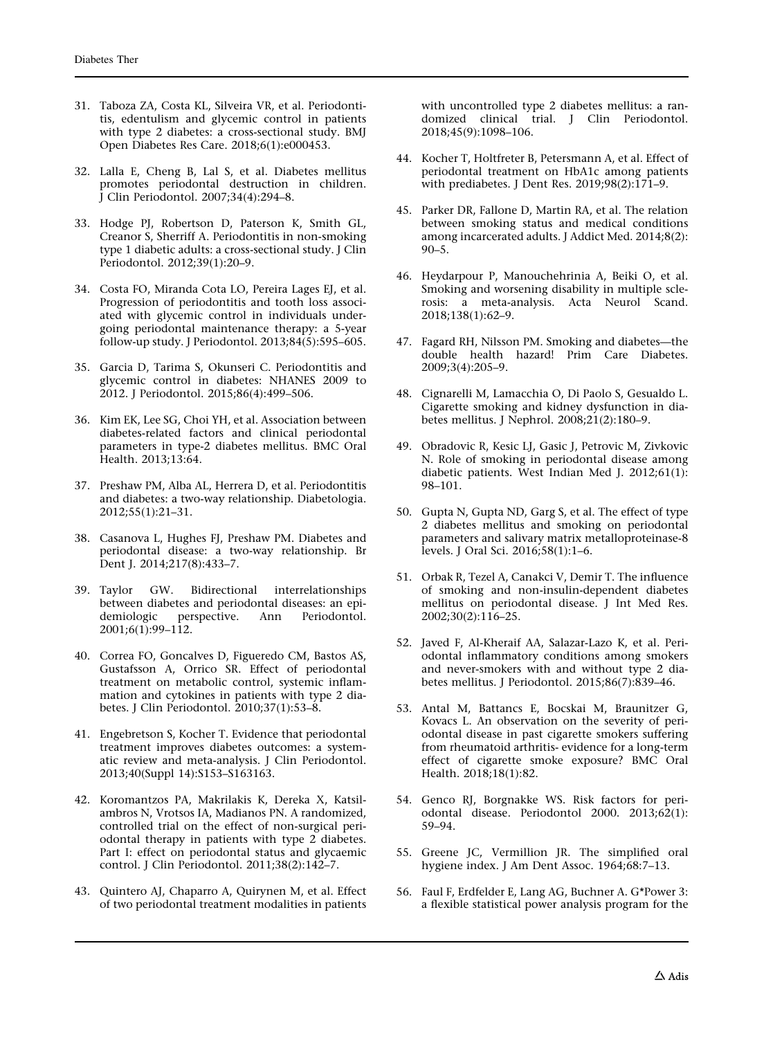31. Taboza ZA, Costa KL, Silveira VR, et al. Periodontitis, edentulism and glycemic control in patients with type 2 diabetes: a cross-sectional study. BMJ Open Diabetes Res Care. 2018;6(1):e000453.

32. Lalla E, Cheng B, Lal S, et al. Diabetes mellitus promotes periodontal destruction in children. J Clin Periodontol. 2007;34(4):294–8.

33. Hodge PJ, Robertson D, Paterson K, Smith GL, Creanor S, Sherriff A. Periodontitis in non-smoking type 1 diabetic adults: a cross-sectional study. J Clin Periodontol. 2012;39(1):20–9.

34. Costa FO, Miranda Cota LO, Pereira Lages EJ, et al. Progression of periodontitis and tooth loss associated with glycemic control in individuals undergoing periodontal maintenance therapy: a 5-year follow-up study. J Periodontol. 2013;84(5):595–605.

35. Garcia D, Tarima S, Okunseri C. Periodontitis and glycemic control in diabetes: NHANES 2009 to 2012. J Periodontol. 2015;86(4):499–506.

36. Kim EK, Lee SG, Choi YH, et al. Association between diabetes-related factors and clinical periodontal parameters in type-2 diabetes mellitus. BMC Oral Health. 2013;13:64.

37. Preshaw PM, Alba AL, Herrera D, et al. Periodontitis and diabetes: a two-way relationship. Diabetologia. 2012;55(1):21–31.

38. Casanova L, Hughes FJ, Preshaw PM. Diabetes and periodontal disease: a two-way relationship. Br Dent J. 2014;217(8):433–7.

39. Taylor GW. Bidirectional interrelationships between diabetes and periodontal diseases: an epidemiologic perspective. Ann Periodontol. 2001;6(1):99–112.

40. Correa FO, Goncalves D, Figueredo CM, Bastos AS, Gustafsson A, Orrico SR. Effect of periodontal treatment on metabolic control, systemic inflammation and cytokines in patients with type 2 diabetes. J Clin Periodontol. 2010;37(1):53–8.

41. Engebretson S, Kocher T. Evidence that periodontal treatment improves diabetes outcomes: a systematic review and meta-analysis. J Clin Periodontol. 2013;40(Suppl 14):S153–S163163.

42. Koromantzos PA, Makrilakis K, Dereka X, Katsilambros N, Vrotsos IA, Madianos PN. A randomized, controlled trial on the effect of non-surgical periodontal therapy in patients with type 2 diabetes. Part I: effect on periodontal status and glycaemic control. J Clin Periodontol. 2011;38(2):142–7.

43. Quintero AJ, Chaparro A, Quirynen M, et al. Effect of two periodontal treatment modalities in patients with uncontrolled type 2 diabetes mellitus: a randomized clinical trial. J Clin Periodontol. 2018;45(9):1098–106.

44. Kocher T, Holtfreter B, Petersmann A, et al. Effect of periodontal treatment on HbA1c among patients with prediabetes. J Dent Res. 2019;98(2):171–9.

45. Parker DR, Fallone D, Martin RA, et al. The relation between smoking status and medical conditions among incarcerated adults. J Addict Med. 2014;8(2):90–5.

46. Heydarpour P, Manouchehrinia A, Beiki O, et al. Smoking and worsening disability in multiple sclerosis: a meta-analysis. Acta Neurol Scand. 2018;138(1):62–9.

47. Fagard RH, Nilsson PM. Smoking and diabetes—the double health hazard! Prim Care Diabetes. 2009;3(4):205–9.

48. Cignarelli M, Lamacchia O, Di Paolo S, Gesualdo L. Cigarette smoking and kidney dysfunction in diabetes mellitus. J Nephrol. 2008;21(2):180–9.

49. Obradovic R, Kesic LJ, Gasic J, Petrovic M, Zivkovic N. Role of smoking in periodontal disease among diabetic patients. West Indian Med J. 2012;61(1):98–101.

50. Gupta N, Gupta ND, Garg S, et al. The effect of type 2 diabetes mellitus and smoking on periodontal parameters and salivary matrix metalloproteinase-8 levels. J Oral Sci. 2016;58(1):1–6.

51. Orbak R, Tezel A, Canakci V, Demir T. The influence of smoking and non-insulin-dependent diabetes mellitus on periodontal disease. J Int Med Res. 2002;30(2):116–25.

52. Javed F, Al-Kheraif AA, Salazar-Lazo K, et al. Periodontal inflammatory conditions among smokers and never-smokers with and without type 2 diabetes mellitus. J Periodontol. 2015;86(7):839–46.

53. Antal M, Battancs E, Bocskai M, Braunitzer G, Kovacs L. An observation on the severity of periodontal disease in past cigarette smokers suffering from rheumatoid arthritis- evidence for a long-term effect of cigarette smoke exposure? BMC Oral Health. 2018;18(1):82.

54. Genco RJ, Borgnakke WS. Risk factors for periodontal disease. Periodontol 2000. 2013;62(1):59–94.

55. Greene JC, Vermillion JR. The simplified oral hygiene index. J Am Dent Assoc. 1964;68:7–13.

56. Faul F, Erdfelder E, Lang AG, Buchner A. G*Power 3: a flexible statistical power analysis program for the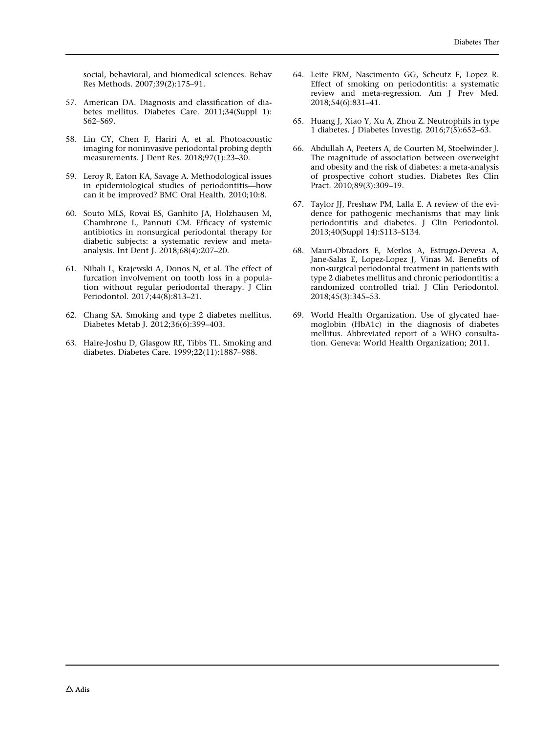social, behavioral, and biomedical sciences. Behav Res Methods. 2007;39(2):175–91.

57. American DA. Diagnosis and classification of diabetes mellitus. Diabetes Care. 2011;34(Suppl 1): S62–S69.

58. Lin CY, Chen F, Hariri A, et al. Photoacoustic imaging for noninvasive periodontal probing depth measurements. J Dent Res. 2018;97(1):23–30.

59. Leroy R, Eaton KA, Savage A. Methodological issues in epidemiological studies of periodontitis—how can it be improved? BMC Oral Health. 2010;10:8.

60. Souto MLS, Rovai ES, Ganhito JA, Holzhausen M, Chambrone L, Pannuti CM. Efficacy of systemic antibiotics in nonsurgical periodontal therapy for diabetic subjects: a systematic review and meta-analysis. Int Dent J. 2018;68(4):207–20.

61. Nibali L, Krajewski A, Donos N, et al. The effect of furcation involvement on tooth loss in a population without regular periodontal therapy. J Clin Periodontol. 2017;44(8):813–21.

62. Chang SA. Smoking and type 2 diabetes mellitus. Diabetes Metab J. 2012;36(6):399–403.

63. Haire-Joshu D, Glasgow RE, Tibbs TL. Smoking and diabetes. Diabetes Care. 1999;22(11):1887–988.

64. Leite FRM, Nascimento GG, Scheutz F, Lopez R. Effect of smoking on periodontitis: a systematic review and meta-regression. Am J Prev Med. 2018;54(6):831–41.

65. Huang J, Xiao Y, Xu A, Zhou Z. Neutrophils in type 1 diabetes. J Diabetes Investig. 2016;7(5):652–63.

66. Abdullah A, Peeters A, de Courten M, Stoelwinder J. The magnitude of association between overweight and obesity and the risk of diabetes: a meta-analysis of prospective cohort studies. Diabetes Res Clin Pract. 2010;89(3):309–19.

67. Taylor JJ, Preshaw PM, Lalla E. A review of the evidence for pathogenic mechanisms that may link periodontitis and diabetes. J Clin Periodontol. 2013;40(Suppl 14):S113–S134.

68. Mauri-Obradors E, Merlos A, Estrugo-Devesa A, Jane-Salas E, Lopez-Lopez J, Vinas M. Benefits of non-surgical periodontal treatment in patients with type 2 diabetes mellitus and chronic periodontitis: a randomized controlled trial. J Clin Periodontol. 2018;45(3):345–53.

69. World Health Organization. Use of glycated haemoglobin (HbA1c) in the diagnosis of diabetes mellitus. Abbreviated report of a WHO consultation. Geneva: World Health Organization; 2011.